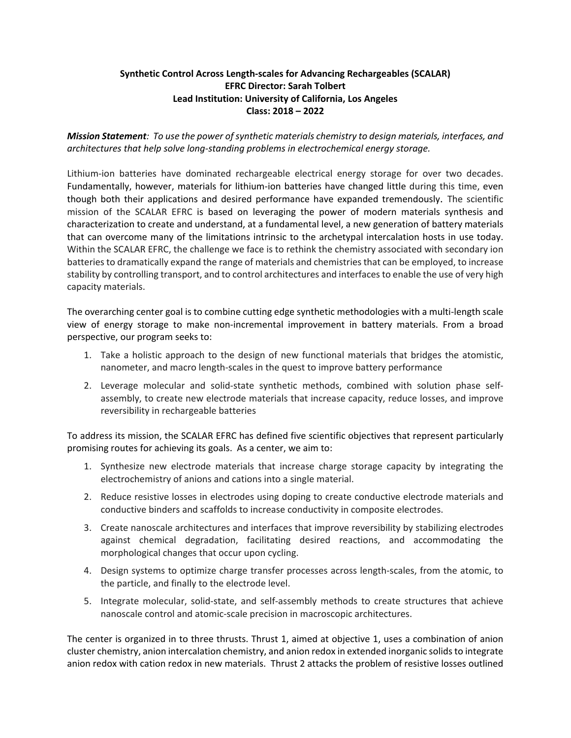**Synthetic Control Across Length-scales for Advancing Rechargeables (SCALAR)**
**EFRC Director: Sarah Tolbert**
**Lead Institution: University of California, Los Angeles**
**Class: 2018 – 2022**

***Mission Statement****: To use the power of synthetic materials chemistry to design materials, interfaces, and architectures that help solve long-standing problems in electrochemical energy storage.*

Lithium-ion batteries have dominated rechargeable electrical energy storage for over two decades. Fundamentally, however, materials for lithium-ion batteries have changed little during this time, even though both their applications and desired performance have expanded tremendously. The scientific mission of the SCALAR EFRC is based on leveraging the power of modern materials synthesis and characterization to create and understand, at a fundamental level, a new generation of battery materials that can overcome many of the limitations intrinsic to the archetypal intercalation hosts in use today. Within the SCALAR EFRC, the challenge we face is to rethink the chemistry associated with secondary ion batteries to dramatically expand the range of materials and chemistries that can be employed, to increase stability by controlling transport, and to control architectures and interfaces to enable the use of very high capacity materials.

The overarching center goal is to combine cutting edge synthetic methodologies with a multi-length scale view of energy storage to make non-incremental improvement in battery materials. From a broad perspective, our program seeks to:

1. Take a holistic approach to the design of new functional materials that bridges the atomistic, nanometer, and macro length-scales in the quest to improve battery performance
2. Leverage molecular and solid-state synthetic methods, combined with solution phase self-assembly, to create new electrode materials that increase capacity, reduce losses, and improve reversibility in rechargeable batteries

To address its mission, the SCALAR EFRC has defined five scientific objectives that represent particularly promising routes for achieving its goals. As a center, we aim to:

1. Synthesize new electrode materials that increase charge storage capacity by integrating the electrochemistry of anions and cations into a single material.
2. Reduce resistive losses in electrodes using doping to create conductive electrode materials and conductive binders and scaffolds to increase conductivity in composite electrodes.
3. Create nanoscale architectures and interfaces that improve reversibility by stabilizing electrodes against chemical degradation, facilitating desired reactions, and accommodating the morphological changes that occur upon cycling.
4. Design systems to optimize charge transfer processes across length-scales, from the atomic, to the particle, and finally to the electrode level.
5. Integrate molecular, solid-state, and self-assembly methods to create structures that achieve nanoscale control and atomic-scale precision in macroscopic architectures.

The center is organized in to three thrusts. Thrust 1, aimed at objective 1, uses a combination of anion cluster chemistry, anion intercalation chemistry, and anion redox in extended inorganic solids to integrate anion redox with cation redox in new materials. Thrust 2 attacks the problem of resistive losses outlined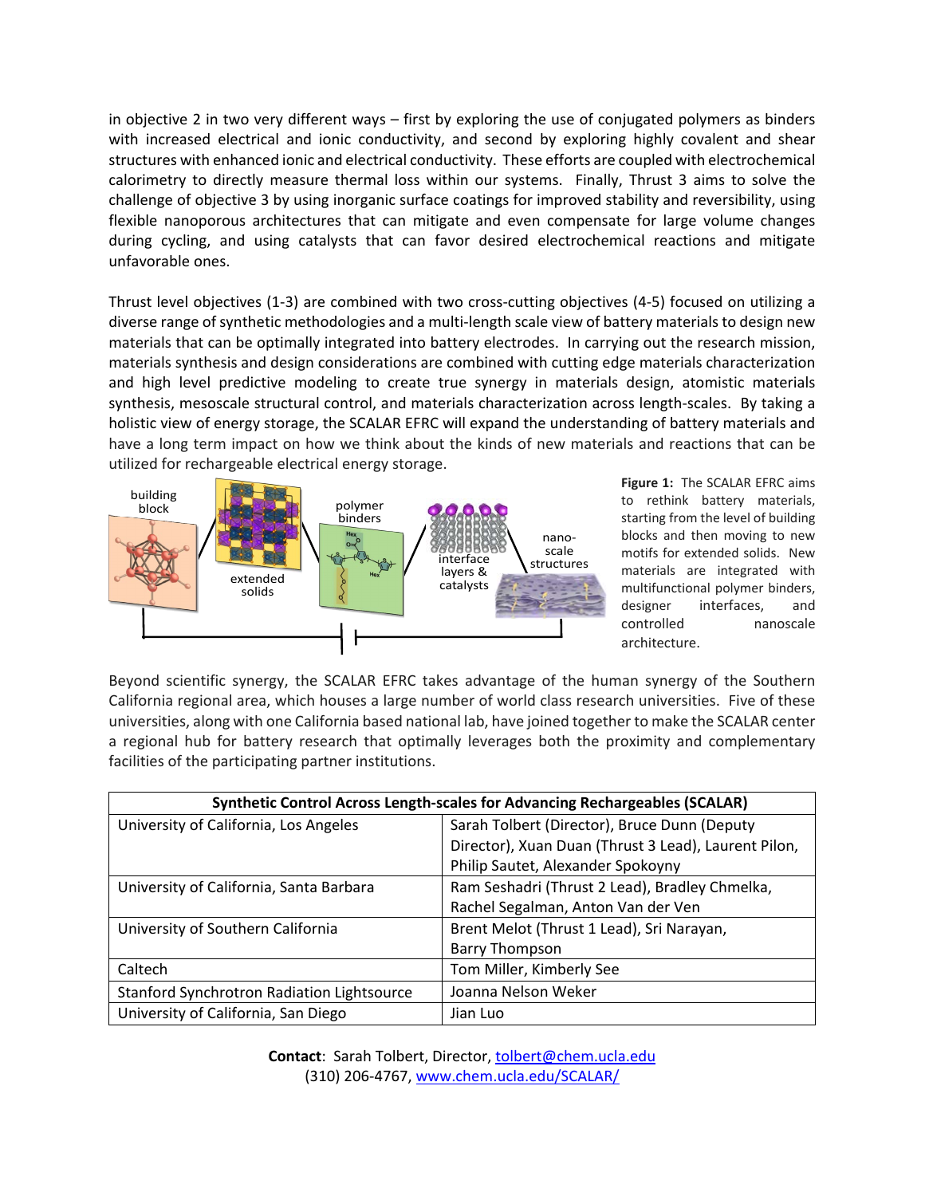in objective 2 in two very different ways – first by exploring the use of conjugated polymers as binders with increased electrical and ionic conductivity, and second by exploring highly covalent and shear structures with enhanced ionic and electrical conductivity. These efforts are coupled with electrochemical calorimetry to directly measure thermal loss within our systems. Finally, Thrust 3 aims to solve the challenge of objective 3 by using inorganic surface coatings for improved stability and reversibility, using flexible nanoporous architectures that can mitigate and even compensate for large volume changes during cycling, and using catalysts that can favor desired electrochemical reactions and mitigate unfavorable ones.

Thrust level objectives (1-3) are combined with two cross-cutting objectives (4-5) focused on utilizing a diverse range of synthetic methodologies and a multi-length scale view of battery materials to design new materials that can be optimally integrated into battery electrodes. In carrying out the research mission, materials synthesis and design considerations are combined with cutting edge materials characterization and high level predictive modeling to create true synergy in materials design, atomistic materials synthesis, mesoscale structural control, and materials characterization across length-scales. By taking a holistic view of energy storage, the SCALAR EFRC will expand the understanding of battery materials and have a long term impact on how we think about the kinds of new materials and reactions that can be utilized for rechargeable electrical energy storage.

building block

extended solids

polymer binders

interface layers & catalysts

nano-scale structures

**Figure 1:** The SCALAR EFRC aims to rethink battery materials, starting from the level of building blocks and then moving to new motifs for extended solids. New materials are integrated with multifunctional polymer binders, designer interfaces, and controlled nanoscale architecture.

Beyond scientific synergy, the SCALAR EFRC takes advantage of the human synergy of the Southern California regional area, which houses a large number of world class research universities. Five of these universities, along with one California based national lab, have joined together to make the SCALAR center a regional hub for battery research that optimally leverages both the proximity and complementary facilities of the participating partner institutions.

| **Synthetic Control Across Length-scales for Advancing Rechargeables (SCALAR)** | |
|---|---|
| University of California, Los Angeles | Sarah Tolbert (Director), Bruce Dunn (Deputy Director), Xuan Duan (Thrust 3 Lead), Laurent Pilon, Philip Sautet, Alexander Spokoyny |
| University of California, Santa Barbara | Ram Seshadri (Thrust 2 Lead), Bradley Chmelka, Rachel Segalman, Anton Van der Ven |
| University of Southern California | Brent Melot (Thrust 1 Lead), Sri Narayan, Barry Thompson |
| Caltech | Tom Miller, Kimberly See |
| Stanford Synchrotron Radiation Lightsource | Joanna Nelson Weker |
| University of California, San Diego | Jian Luo |

**Contact**: Sarah Tolbert, Director, tolbert@chem.ucla.edu
(310) 206-4767, www.chem.ucla.edu/SCALAR/